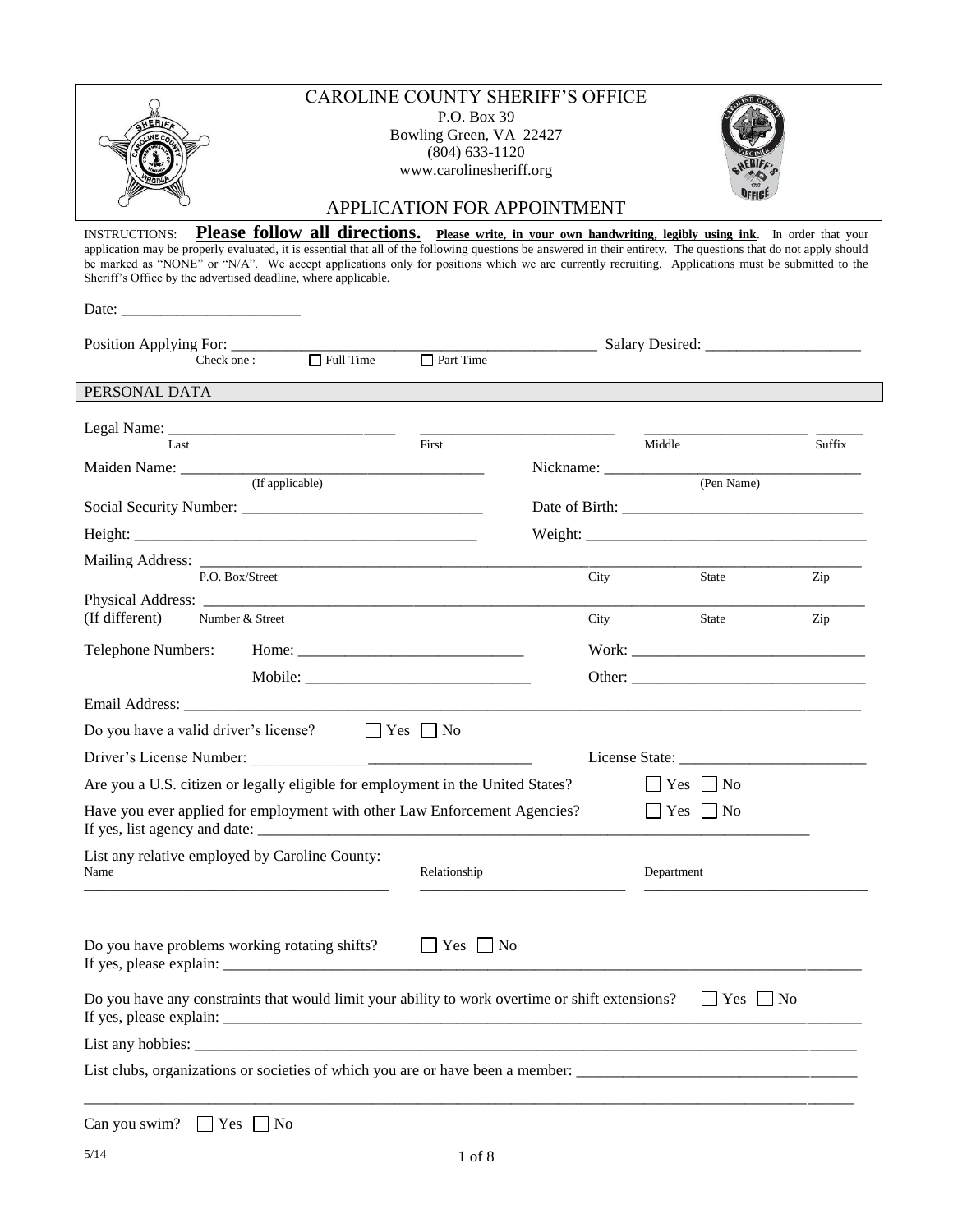# CAROLINE COUNTY SHERIFF'S OFFICE

P.O. Box 39
Bowling Green, VA 22427
(804) 633-1120
www.carolinesheriff.org

## APPLICATION FOR APPOINTMENT

INSTRUCTIONS: **Please follow all directions.** **Please write, in your own handwriting, legibly using ink**. In order that your application may be properly evaluated, it is essential that all of the following questions be answered in their entirety. The questions that do not apply should be marked as "NONE" or "N/A". We accept applications only for positions which we are currently recruiting. Applications must be submitted to the Sheriff's Office by the advertised deadline, where applicable.

Date: _______________________

Position Applying For: _____________________________________________ Salary Desired: ____________________

Check one : ☐ Full Time ☐ Part Time

### PERSONAL DATA

Legal Name: ____________________________ _________________________ _____________________ ______
Last First Middle Suffix

Maiden Name: _______________________________________ (If applicable)

Nickname: _________________________________ (Pen Name)

Social Security Number: ______________________________

Date of Birth: ______________________________

Height: ____________________________________________

Weight: ___________________________________

Mailing Address: ______________________________________________________________________________
P.O. Box/Street City State Zip

Physical Address: ______________________________________________________________________________
(If different) Number & Street City State Zip

Telephone Numbers: Home: ____________________________ Work: ______________________________

Mobile: ____________________________ Other: ______________________________

Email Address: _________________________________________________________________________________

Do you have a valid driver's license? ☐ Yes ☐ No

Driver's License Number: ____________________________________

License State: ________________________

Are you a U.S. citizen or legally eligible for employment in the United States? ☐ Yes ☐ No

Have you ever applied for employment with other Law Enforcement Agencies? ☐ Yes ☐ No
If yes, list agency and date: _________________________________________________________________________

List any relative employed by Caroline County:

| Name | Relationship | Department |
|---|---|---|
| | | |
| | | |

Do you have problems working rotating shifts? ☐ Yes ☐ No
If yes, please explain: _________________________________________________________________________________

Do you have any constraints that would limit your ability to work overtime or shift extensions? ☐ Yes ☐ No
If yes, please explain: _________________________________________________________________________________

List any hobbies: _____________________________________________________________________________________

List clubs, organizations or societies of which you are or have been a member: ___________________________________

______________________________________________________________________________________________________

Can you swim? ☐ Yes ☐ No

5/14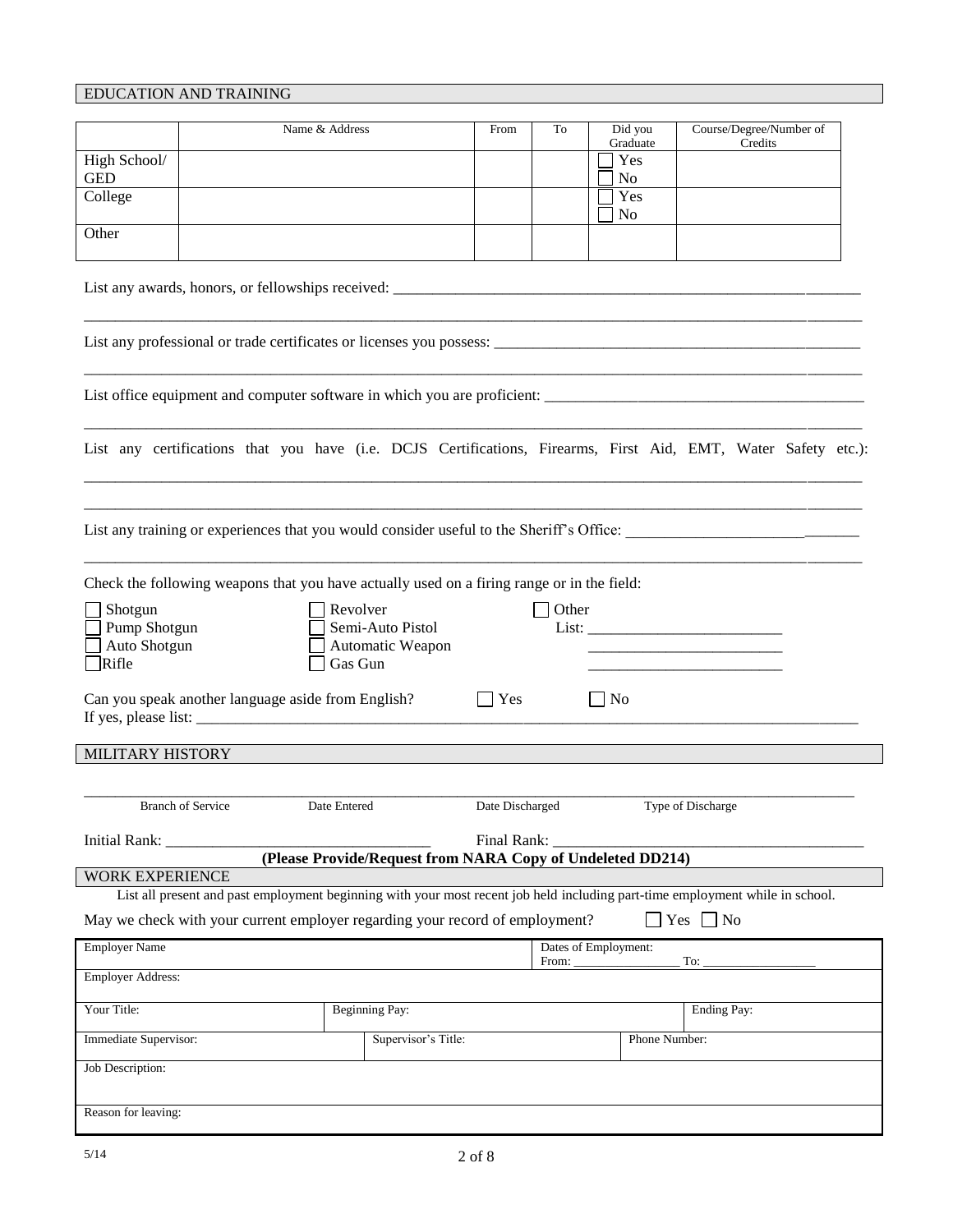## EDUCATION AND TRAINING

| | Name & Address | From | To | Did you Graduate | Course/Degree/Number of Credits |
|---|---|---|---|---|---|
| High School/ GED | | | | ☐ Yes ☐ No | |
| College | | | | ☐ Yes ☐ No | |
| Other | | | | | |

List any awards, honors, or fellowships received: ______________________________________________

______________________________________________________________________________

List any professional or trade certificates or licenses you possess: ______________________________

______________________________________________________________________________

List office equipment and computer software in which you are proficient: _________________________

______________________________________________________________________________

List any certifications that you have (i.e. DCJS Certifications, Firearms, First Aid, EMT, Water Safety etc.):

______________________________________________________________________________

______________________________________________________________________________

List any training or experiences that you would consider useful to the Sheriff's Office: ______________

______________________________________________________________________________

Check the following weapons that you have actually used on a firing range or in the field:

| | | |
|---|---|---|
| ☐ Shotgun | ☐ Revolver | ☐ Other |
| ☐ Pump Shotgun | ☐ Semi-Auto Pistol | List: ____________________ |
| ☐ Auto Shotgun | ☐ Automatic Weapon | ____________________ |
| ☐ Rifle | ☐ Gas Gun | ____________________ |

Can you speak another language aside from English? ☐ Yes ☐ No

If yes, please list: ______________________________________________________________________

## MILITARY HISTORY

______________________________________________________________________________

Branch of Service | Date Entered | Date Discharged | Type of Discharge

Initial Rank: ____________________________ Final Rank: ____________________________

**(Please Provide/Request from NARA Copy of Undeleted DD214)**

## WORK EXPERIENCE

List all present and past employment beginning with your most recent job held including part-time employment while in school.

May we check with your current employer regarding your record of employment? ☐ Yes ☐ No

| | | | |
|---|---|---|---|
| Employer Name | | Dates of Employment: From: __________ To: __________ | |
| Employer Address: | | | |
| Your Title: | Beginning Pay: | | Ending Pay: |
| Immediate Supervisor: | Supervisor's Title: | | Phone Number: |
| Job Description: | | | |
| Reason for leaving: | | | |

5/14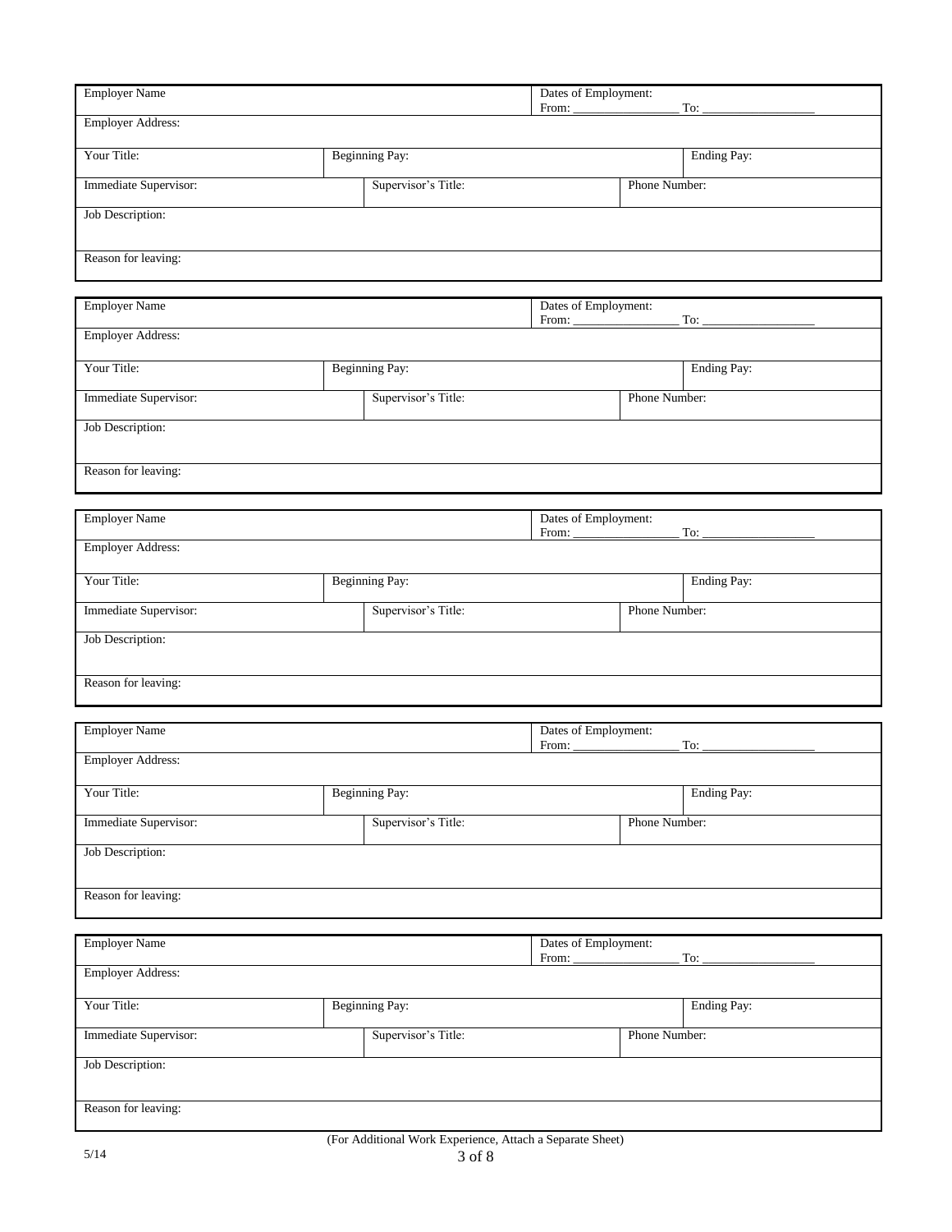| Employer Name | | | Dates of Employment: From: ________________ To: __________________ |
|---|---|---|---|
| Employer Address: | | | |
| Your Title: | Beginning Pay: | | Ending Pay: |
| Immediate Supervisor: | Supervisor's Title: | Phone Number: | |
| Job Description: | | | |
| Reason for leaving: | | | |

| Employer Name | | | Dates of Employment: From: ________________ To: __________________ |
|---|---|---|---|
| Employer Address: | | | |
| Your Title: | Beginning Pay: | | Ending Pay: |
| Immediate Supervisor: | Supervisor's Title: | Phone Number: | |
| Job Description: | | | |
| Reason for leaving: | | | |

| Employer Name | | | Dates of Employment: From: ________________ To: __________________ |
|---|---|---|---|
| Employer Address: | | | |
| Your Title: | Beginning Pay: | | Ending Pay: |
| Immediate Supervisor: | Supervisor's Title: | Phone Number: | |
| Job Description: | | | |
| Reason for leaving: | | | |

| Employer Name | | | Dates of Employment: From: ________________ To: __________________ |
|---|---|---|---|
| Employer Address: | | | |
| Your Title: | Beginning Pay: | | Ending Pay: |
| Immediate Supervisor: | Supervisor's Title: | Phone Number: | |
| Job Description: | | | |
| Reason for leaving: | | | |

| Employer Name | | | Dates of Employment: From: ________________ To: __________________ |
|---|---|---|---|
| Employer Address: | | | |
| Your Title: | Beginning Pay: | | Ending Pay: |
| Immediate Supervisor: | Supervisor's Title: | Phone Number: | |
| Job Description: | | | |
| Reason for leaving: | | | |

(For Additional Work Experience, Attach a Separate Sheet)

5/14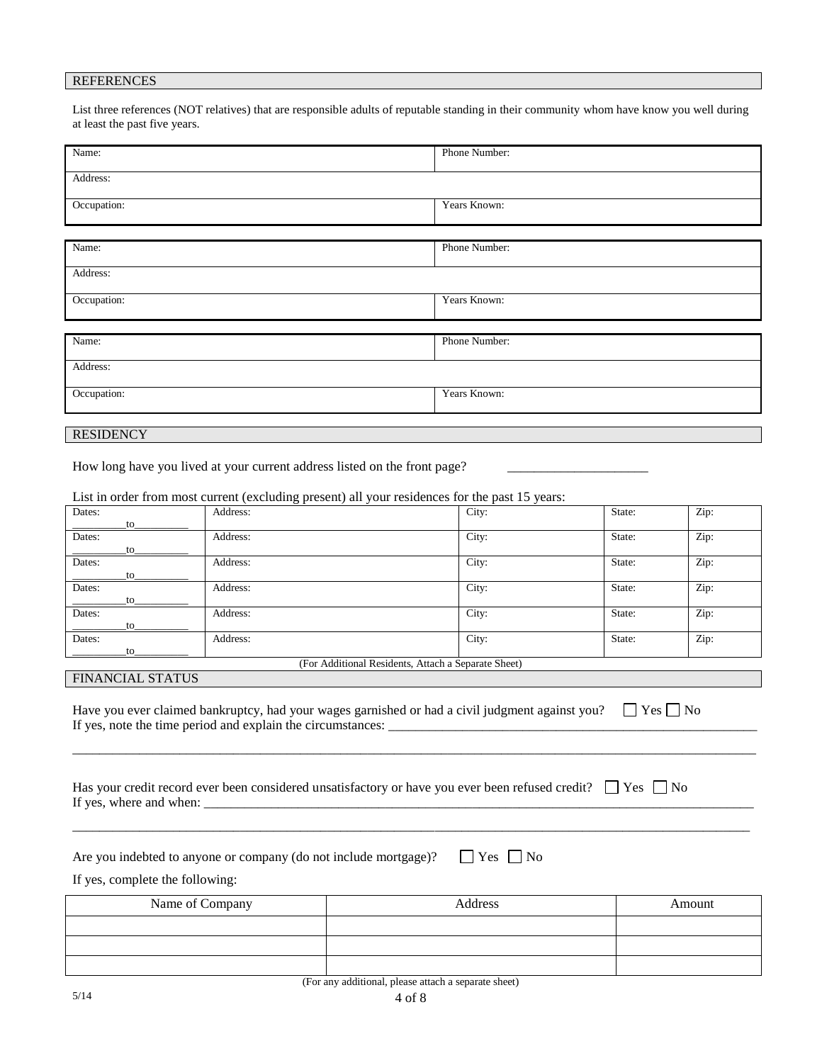## REFERENCES

List three references (NOT relatives) that are responsible adults of reputable standing in their community whom have know you well during at least the past five years.

| Name: | Phone Number: |
|---|---|
| Address: | |
| Occupation: | Years Known: |

| Name: | Phone Number: |
|---|---|
| Address: | |
| Occupation: | Years Known: |

| Name: | Phone Number: |
|---|---|
| Address: | |
| Occupation: | Years Known: |

## RESIDENCY

How long have you lived at your current address listed on the front page? ____________________

List in order from most current (excluding present) all your residences for the past 15 years:

| Dates: | Address: | City: | State: | Zip: |
|---|---|---|---|---|
| _________to_________ | | | | |
| _________to_________ | | | | |
| _________to_________ | | | | |
| _________to_________ | | | | |
| _________to_________ | | | | |
| _________to_________ | | | | |

(For Additional Residents, Attach a Separate Sheet)

## FINANCIAL STATUS

Have you ever claimed bankruptcy, had your wages garnished or had a civil judgment against you? ☐ Yes ☐ No

If yes, note the time period and explain the circumstances: ________________________________________________

_____________________________________________________________________________________________

Has your credit record ever been considered unsatisfactory or have you ever been refused credit? ☐ Yes ☐ No

If yes, where and when: _______________________________________________________________________

_____________________________________________________________________________________________

Are you indebted to anyone or company (do not include mortgage)? ☐ Yes ☐ No

If yes, complete the following:

| Name of Company | Address | Amount |
|---|---|---|
| | | |
| | | |
| | | |

(For any additional, please attach a separate sheet)

5/14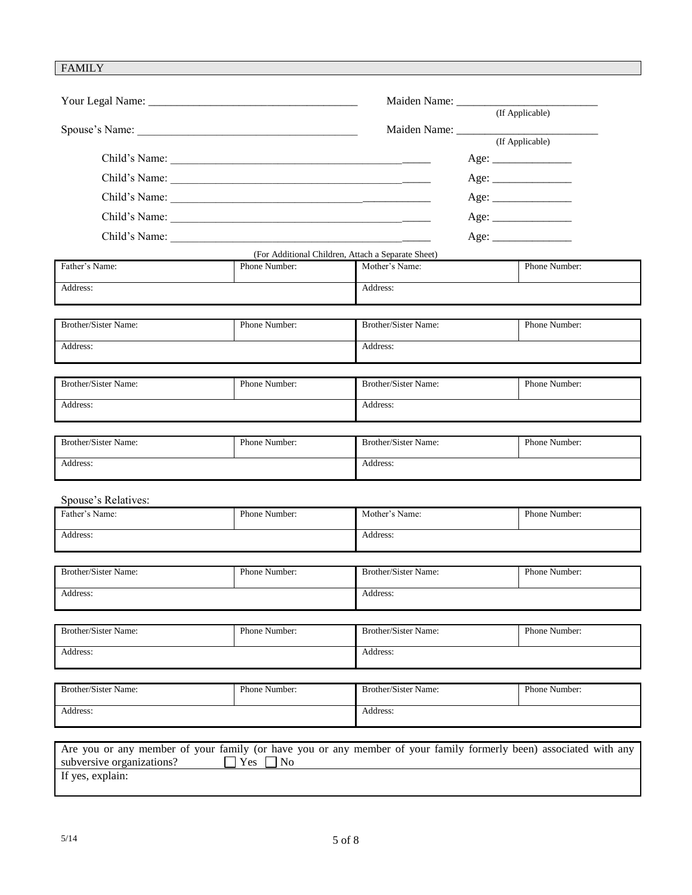## FAMILY

Your Legal Name: ____________________________________ Maiden Name: ________________________
(If Applicable)

Spouse's Name: ______________________________________ Maiden Name: ________________________
(If Applicable)

Child's Name: ______________________________________________ Age: ______________

Child's Name: ______________________________________________ Age: ______________

Child's Name: ______________________________________________ Age: ______________

Child's Name: ______________________________________________ Age: ______________

Child's Name: ______________________________________________ Age: ______________

(For Additional Children, Attach a Separate Sheet)

| Father's Name: | Phone Number: | Mother's Name: | Phone Number: |
|---|---|---|---|
| Address: | | Address: | |

| Brother/Sister Name: | Phone Number: | Brother/Sister Name: | Phone Number: |
|---|---|---|---|
| Address: | | Address: | |

| Brother/Sister Name: | Phone Number: | Brother/Sister Name: | Phone Number: |
|---|---|---|---|
| Address: | | Address: | |

| Brother/Sister Name: | Phone Number: | Brother/Sister Name: | Phone Number: |
|---|---|---|---|
| Address: | | Address: | |

Spouse's Relatives:

| Father's Name: | Phone Number: | Mother's Name: | Phone Number: |
|---|---|---|---|
| Address: | | Address: | |

| Brother/Sister Name: | Phone Number: | Brother/Sister Name: | Phone Number: |
|---|---|---|---|
| Address: | | Address: | |

| Brother/Sister Name: | Phone Number: | Brother/Sister Name: | Phone Number: |
|---|---|---|---|
| Address: | | Address: | |

| Brother/Sister Name: | Phone Number: | Brother/Sister Name: | Phone Number: |
|---|---|---|---|
| Address: | | Address: | |

Are you or any member of your family (or have you or any member of your family formerly been) associated with any subversive organizations? ☐ Yes ☐ No

If yes, explain:

5/14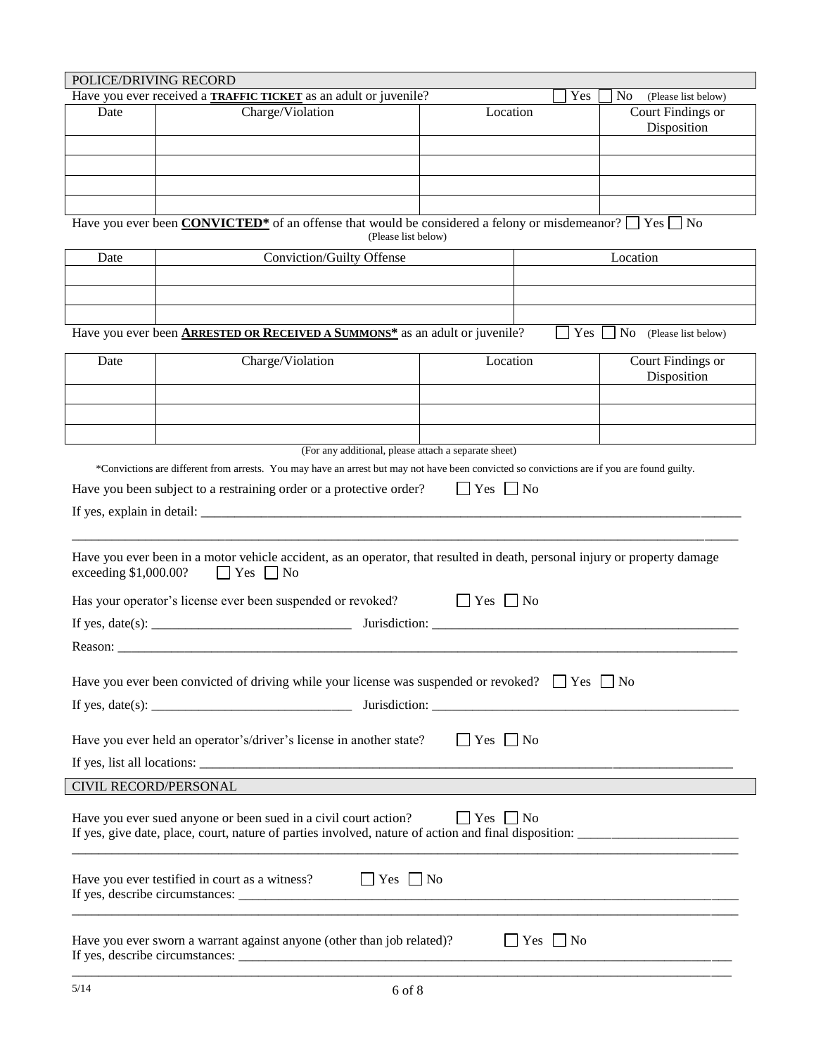## POLICE/DRIVING RECORD

Have you ever received a **TRAFFIC TICKET** as an adult or juvenile? ☐ Yes ☐ No (Please list below)

| Date | Charge/Violation | Location | Court Findings or Disposition |
|---|---|---|---|
| | | | |
| | | | |
| | | | |
| | | | |

Have you ever been **CONVICTED*** of an offense that would be considered a felony or misdemeanor? ☐ Yes ☐ No (Please list below)

| Date | Conviction/Guilty Offense | Location |
|---|---|---|
| | | |
| | | |
| | | |

Have you ever been **ARRESTED OR RECEIVED A SUMMONS*** as an adult or juvenile? ☐ Yes ☐ No (Please list below)

| Date | Charge/Violation | Location | Court Findings or Disposition |
|---|---|---|---|
| | | | |
| | | | |
| | | | |

(For any additional, please attach a separate sheet)

*Convictions are different from arrests. You may have an arrest but may not have been convicted so convictions are if you are found guilty.

Have you been subject to a restraining order or a protective order? ☐ Yes ☐ No

If yes, explain in detail: ______________________________________________________________________________

______________________________________________________________________________

Have you ever been in a motor vehicle accident, as an operator, that resulted in death, personal injury or property damage exceeding $1,000.00? ☐ Yes ☐ No

Has your operator's license ever been suspended or revoked? ☐ Yes ☐ No

If yes, date(s): ______________________________ Jurisdiction: ______________________________________________

Reason: ______________________________________________________________________________

Have you ever been convicted of driving while your license was suspended or revoked? ☐ Yes ☐ No

If yes, date(s): ______________________________ Jurisdiction: ______________________________________________

Have you ever held an operator's/driver's license in another state? ☐ Yes ☐ No

If yes, list all locations: ______________________________________________________________________________

## CIVIL RECORD/PERSONAL

Have you ever sued anyone or been sued in a civil court action? ☐ Yes ☐ No

If yes, give date, place, court, nature of parties involved, nature of action and final disposition: ________________________

______________________________________________________________________________

Have you ever testified in court as a witness? ☐ Yes ☐ No

If yes, describe circumstances: ______________________________________________________________________________

______________________________________________________________________________

Have you ever sworn a warrant against anyone (other than job related)? ☐ Yes ☐ No

If yes, describe circumstances: ______________________________________________________________________________

______________________________________________________________________________

5/14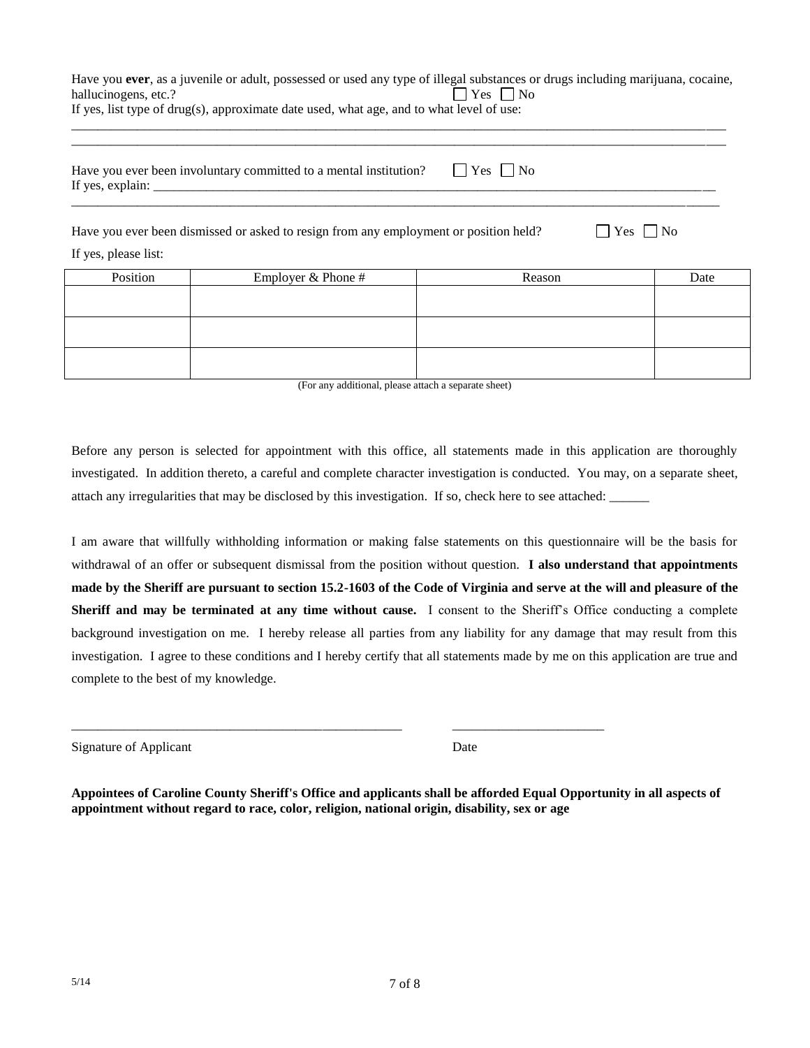Have you **ever**, as a juvenile or adult, possessed or used any type of illegal substances or drugs including marijuana, cocaine, hallucinogens, etc.? ☐ Yes ☐ No

If yes, list type of drug(s), approximate date used, what age, and to what level of use:

_____________________________________________________________________________________________

_____________________________________________________________________________________________

Have you ever been involuntary committed to a mental institution? ☐ Yes ☐ No

If yes, explain: _______________________________________________________________________________

_____________________________________________________________________________________________

Have you ever been dismissed or asked to resign from any employment or position held? ☐ Yes ☐ No

If yes, please list:

| Position | Employer & Phone # | Reason | Date |
| --- | --- | --- | --- |
| | | | |
| | | | |
| | | | |

(For any additional, please attach a separate sheet)

Before any person is selected for appointment with this office, all statements made in this application are thoroughly investigated. In addition thereto, a careful and complete character investigation is conducted. You may, on a separate sheet, attach any irregularities that may be disclosed by this investigation. If so, check here to see attached: ______

I am aware that willfully withholding information or making false statements on this questionnaire will be the basis for withdrawal of an offer or subsequent dismissal from the position without question. **I also understand that appointments made by the Sheriff are pursuant to section 15.2-1603 of the Code of Virginia and serve at the will and pleasure of the Sheriff and may be terminated at any time without cause.** I consent to the Sheriff's Office conducting a complete background investigation on me. I hereby release all parties from any liability for any damage that may result from this investigation. I agree to these conditions and I hereby certify that all statements made by me on this application are true and complete to the best of my knowledge.

_____________________________________________ &nbsp;&nbsp;&nbsp;&nbsp; ______________________

Signature of Applicant &nbsp;&nbsp;&nbsp;&nbsp; Date

**Appointees of Caroline County Sheriff's Office and applicants shall be afforded Equal Opportunity in all aspects of appointment without regard to race, color, religion, national origin, disability, sex or age**

5/14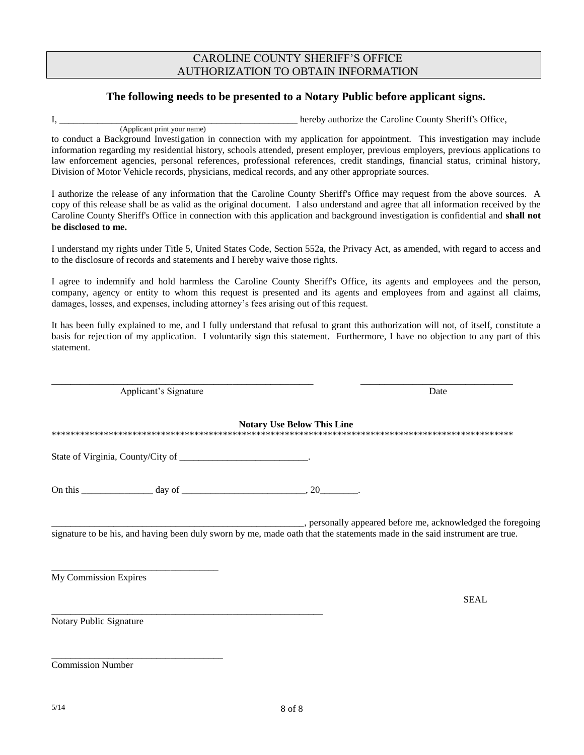## CAROLINE COUNTY SHERIFF'S OFFICE
## AUTHORIZATION TO OBTAIN INFORMATION

**The following needs to be presented to a Notary Public before applicant signs.**

I, ________________________________________________ hereby authorize the Caroline County Sheriff's Office,
(Applicant print your name)

to conduct a Background Investigation in connection with my application for appointment. This investigation may include information regarding my residential history, schools attended, present employer, previous employers, previous applications to law enforcement agencies, personal references, professional references, credit standings, financial status, criminal history, Division of Motor Vehicle records, physicians, medical records, and any other appropriate sources.

I authorize the release of any information that the Caroline County Sheriff's Office may request from the above sources. A copy of this release shall be as valid as the original document. I also understand and agree that all information received by the Caroline County Sheriff's Office in connection with this application and background investigation is confidential and **shall not be disclosed to me.**

I understand my rights under Title 5, United States Code, Section 552a, the Privacy Act, as amended, with regard to access and to the disclosure of records and statements and I hereby waive those rights.

I agree to indemnify and hold harmless the Caroline County Sheriff's Office, its agents and employees and the person, company, agency or entity to whom this request is presented and its agents and employees from and against all claims, damages, losses, and expenses, including attorney's fees arising out of this request.

It has been fully explained to me, and I fully understand that refusal to grant this authorization will not, of itself, constitute a basis for rejection of my application. I voluntarily sign this statement. Furthermore, I have no objection to any part of this statement.

______________________________________________ ____________________________
Applicant's Signature Date

**Notary Use Below This Line**

*****************************************************************************************************

State of Virginia, County/City of ___________________________.

On this _______________ day of __________________________, 20________.

______________________________________________________, personally appeared before me, acknowledged the foregoing signature to be his, and having been duly sworn by me, made oath that the statements made in the said instrument are true.

__________________________________
My Commission Expires

SEAL

____________________________________________________________
Notary Public Signature

___________________________________
Commission Number

5/14